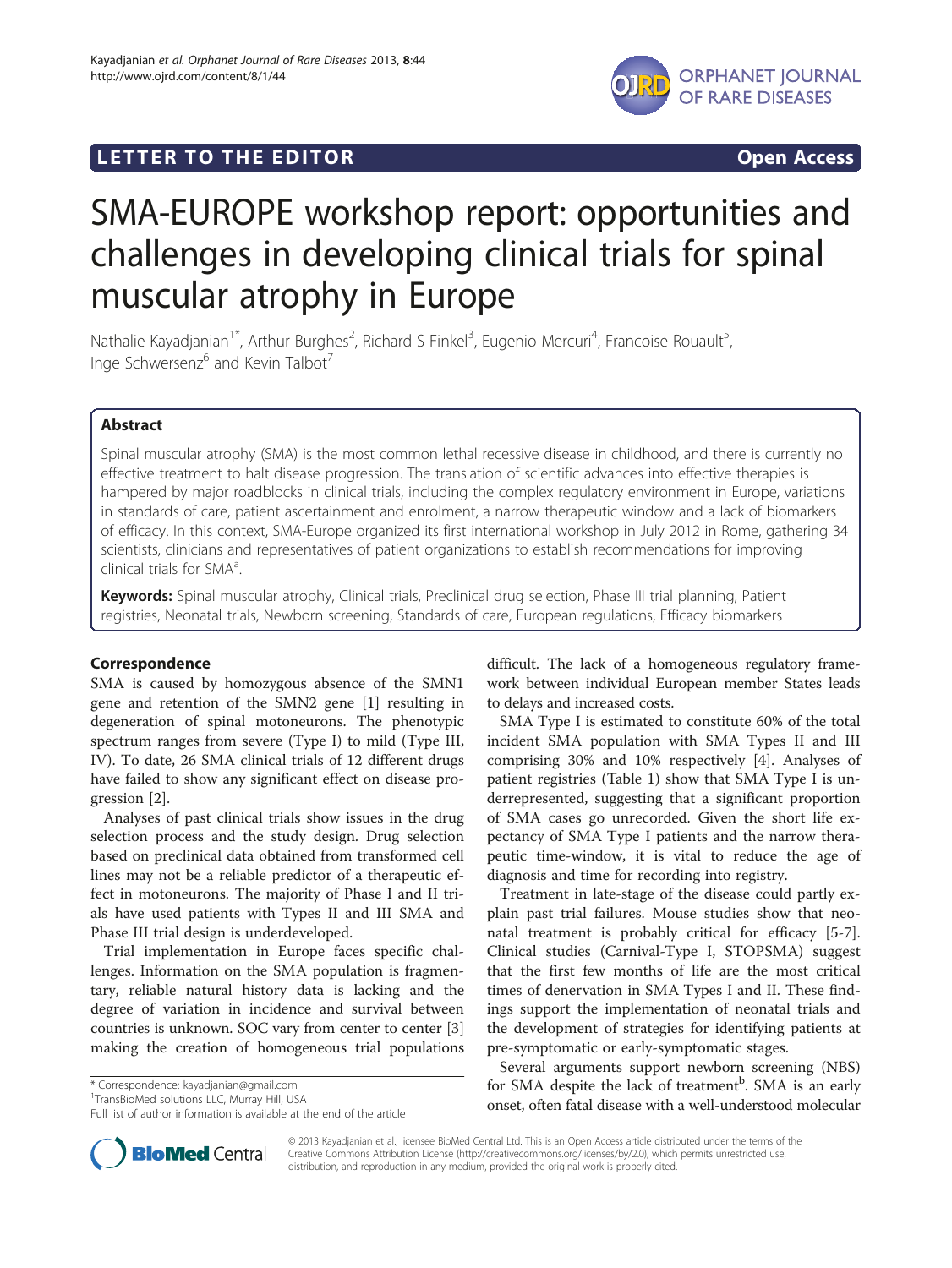LETTER TO THE EDITOR Open Access

# SMA-EUROPE workshop report: opportunities and challenges in developing clinical trials for spinal muscular atrophy in Europe

Nathalie Kayadjanian[1*], Arthur Burghes[2], Richard S Finkel[3], Eugenio Mercuri[4], Francoise Rouault[5], Inge Schwersenz[6] and Kevin Talbot[7]

## Abstract

Spinal muscular atrophy (SMA) is the most common lethal recessive disease in childhood, and there is currently no effective treatment to halt disease progression. The translation of scientific advances into effective therapies is hampered by major roadblocks in clinical trials, including the complex regulatory environment in Europe, variations in standards of care, patient ascertainment and enrolment, a narrow therapeutic window and a lack of biomarkers of efficacy. In this context, SMA-Europe organized its first international workshop in July 2012 in Rome, gathering 34 scientists, clinicians and representatives of patient organizations to establish recommendations for improving clinical trials for SMA[a].

**Keywords:** Spinal muscular atrophy, Clinical trials, Preclinical drug selection, Phase III trial planning, Patient registries, Neonatal trials, Newborn screening, Standards of care, European regulations, Efficacy biomarkers

## Correspondence

SMA is caused by homozygous absence of the SMN1 gene and retention of the SMN2 gene [1] resulting in degeneration of spinal motoneurons. The phenotypic spectrum ranges from severe (Type I) to mild (Type III, IV). To date, 26 SMA clinical trials of 12 different drugs have failed to show any significant effect on disease progression [2].

Analyses of past clinical trials show issues in the drug selection process and the study design. Drug selection based on preclinical data obtained from transformed cell lines may not be a reliable predictor of a therapeutic effect in motoneurons. The majority of Phase I and II trials have used patients with Types II and III SMA and Phase III trial design is underdeveloped.

Trial implementation in Europe faces specific challenges. Information on the SMA population is fragmentary, reliable natural history data is lacking and the degree of variation in incidence and survival between countries is unknown. SOC vary from center to center [3] making the creation of homogeneous trial populations difficult. The lack of a homogeneous regulatory framework between individual European member States leads to delays and increased costs.

SMA Type I is estimated to constitute 60% of the total incident SMA population with SMA Types II and III comprising 30% and 10% respectively [4]. Analyses of patient registries (Table 1) show that SMA Type I is underrepresented, suggesting that a significant proportion of SMA cases go unrecorded. Given the short life expectancy of SMA Type I patients and the narrow therapeutic time-window, it is vital to reduce the age of diagnosis and time for recording into registry.

Treatment in late-stage of the disease could partly explain past trial failures. Mouse studies show that neonatal treatment is probably critical for efficacy [5-7]. Clinical studies (Carnival-Type I, STOPSMA) suggest that the first few months of life are the most critical times of denervation in SMA Types I and II. These findings support the implementation of neonatal trials and the development of strategies for identifying patients at pre-symptomatic or early-symptomatic stages.

Several arguments support newborn screening (NBS) for SMA despite the lack of treatment[b]. SMA is an early onset, often fatal disease with a well-understood molecular

\* Correspondence: kayadjanian@gmail.com
[1]TransBioMed solutions LLC, Murray Hill, USA
Full list of author information is available at the end of the article

© 2013 Kayadjanian et al.; licensee BioMed Central Ltd. This is an Open Access article distributed under the terms of the Creative Commons Attribution License (http://creativecommons.org/licenses/by/2.0), which permits unrestricted use, distribution, and reproduction in any medium, provided the original work is properly cited.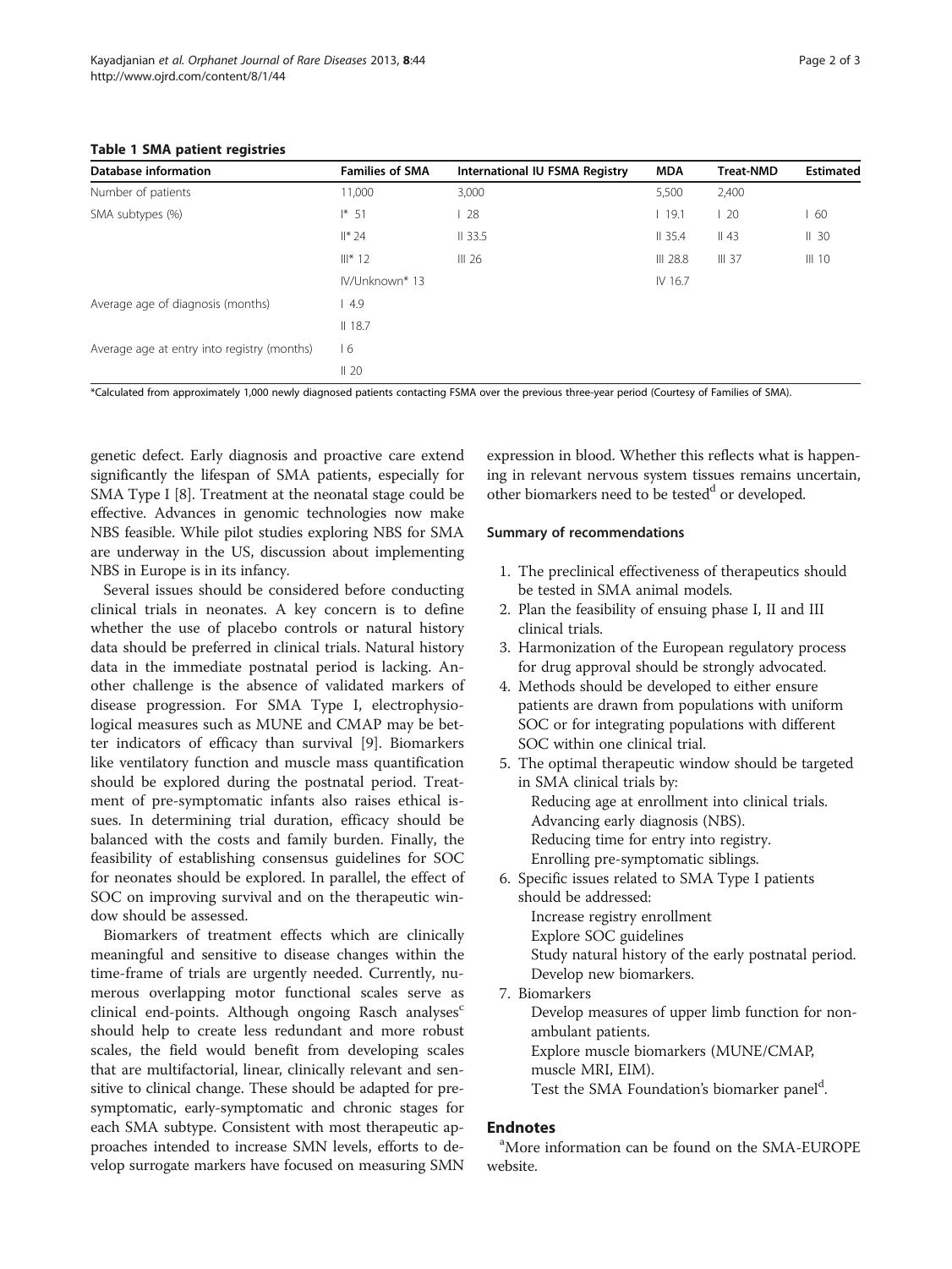**Table 1 SMA patient registries**

| Database information | Families of SMA | International IU FSMA Registry | MDA | Treat-NMD | Estimated |
|---|---|---|---|---|---|
| Number of patients | 11,000 | 3,000 | 5,500 | 2,400 | |
| SMA subtypes (%) | I* 51 | I 28 | I 19.1 | I 20 | I 60 |
| | II* 24 | II 33.5 | II 35.4 | II 43 | II 30 |
| | III* 12 | III 26 | III 28.8 | III 37 | III 10 |
| | IV/Unknown* 13 | | IV 16.7 | | |
| Average age of diagnosis (months) | I 4.9 | | | | |
| | II 18.7 | | | | |
| Average age at entry into registry (months) | I 6 | | | | |
| | II 20 | | | | |

*Calculated from approximately 1,000 newly diagnosed patients contacting FSMA over the previous three-year period (Courtesy of Families of SMA).

genetic defect. Early diagnosis and proactive care extend significantly the lifespan of SMA patients, especially for SMA Type I [8]. Treatment at the neonatal stage could be effective. Advances in genomic technologies now make NBS feasible. While pilot studies exploring NBS for SMA are underway in the US, discussion about implementing NBS in Europe is in its infancy.

Several issues should be considered before conducting clinical trials in neonates. A key concern is to define whether the use of placebo controls or natural history data should be preferred in clinical trials. Natural history data in the immediate postnatal period is lacking. Another challenge is the absence of validated markers of disease progression. For SMA Type I, electrophysiological measures such as MUNE and CMAP may be better indicators of efficacy than survival [9]. Biomarkers like ventilatory function and muscle mass quantification should be explored during the postnatal period. Treatment of pre-symptomatic infants also raises ethical issues. In determining trial duration, efficacy should be balanced with the costs and family burden. Finally, the feasibility of establishing consensus guidelines for SOC for neonates should be explored. In parallel, the effect of SOC on improving survival and on the therapeutic window should be assessed.

Biomarkers of treatment effects which are clinically meaningful and sensitive to disease changes within the time-frame of trials are urgently needed. Currently, numerous overlapping motor functional scales serve as clinical end-points. Although ongoing Rasch analyses[c] should help to create less redundant and more robust scales, the field would benefit from developing scales that are multifactorial, linear, clinically relevant and sensitive to clinical change. These should be adapted for pre-symptomatic, early-symptomatic and chronic stages for each SMA subtype. Consistent with most therapeutic approaches intended to increase SMN levels, efforts to develop surrogate markers have focused on measuring SMN expression in blood. Whether this reflects what is happening in relevant nervous system tissues remains uncertain, other biomarkers need to be tested[d] or developed.

**Summary of recommendations**

1. The preclinical effectiveness of therapeutics should be tested in SMA animal models.
2. Plan the feasibility of ensuing phase I, II and III clinical trials.
3. Harmonization of the European regulatory process for drug approval should be strongly advocated.
4. Methods should be developed to either ensure patients are drawn from populations with uniform SOC or for integrating populations with different SOC within one clinical trial.
5. The optimal therapeutic window should be targeted in SMA clinical trials by:
   Reducing age at enrollment into clinical trials.
   Advancing early diagnosis (NBS).
   Reducing time for entry into registry.
   Enrolling pre-symptomatic siblings.
6. Specific issues related to SMA Type I patients should be addressed:
   Increase registry enrollment
   Explore SOC guidelines
   Study natural history of the early postnatal period.
   Develop new biomarkers.
7. Biomarkers
   Develop measures of upper limb function for non-ambulant patients.
   Explore muscle biomarkers (MUNE/CMAP, muscle MRI, EIM).
   Test the SMA Foundation's biomarker panel[d].

## Endnotes

[a]More information can be found on the SMA-EUROPE website.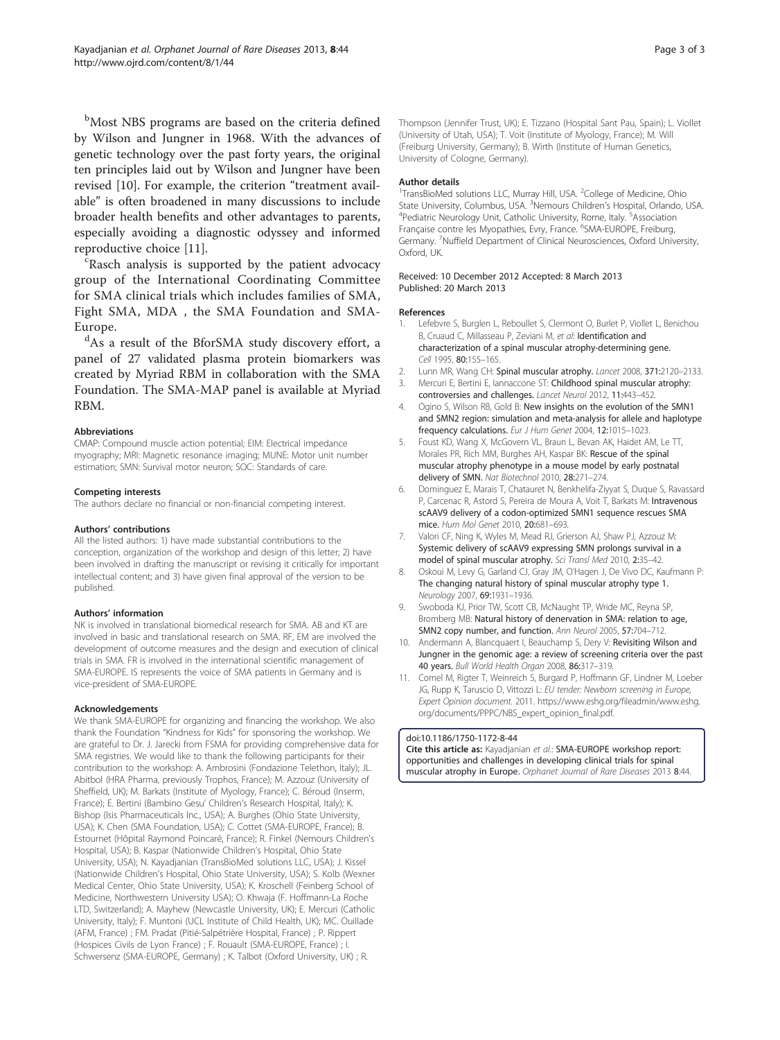[b]Most NBS programs are based on the criteria defined by Wilson and Jungner in 1968. With the advances of genetic technology over the past forty years, the original ten principles laid out by Wilson and Jungner have been revised [10]. For example, the criterion "treatment available" is often broadened in many discussions to include broader health benefits and other advantages to parents, especially avoiding a diagnostic odyssey and informed reproductive choice [11].

[c]Rasch analysis is supported by the patient advocacy group of the International Coordinating Committee for SMA clinical trials which includes families of SMA, Fight SMA, MDA , the SMA Foundation and SMA-Europe.

[d]As a result of the BforSMA study discovery effort, a panel of 27 validated plasma protein biomarkers was created by Myriad RBM in collaboration with the SMA Foundation. The SMA-MAP panel is available at Myriad RBM.

#### Abbreviations

CMAP: Compound muscle action potential; EIM: Electrical impedance myography; MRI: Magnetic resonance imaging; MUNE: Motor unit number estimation; SMN: Survival motor neuron; SOC: Standards of care.

#### Competing interests

The authors declare no financial or non-financial competing interest.

#### Authors' contributions

All the listed authors: 1) have made substantial contributions to the conception, organization of the workshop and design of this letter; 2) have been involved in drafting the manuscript or revising it critically for important intellectual content; and 3) have given final approval of the version to be published.

#### Authors' information

NK is involved in translational biomedical research for SMA. AB and KT are involved in basic and translational research on SMA. RF, EM are involved the development of outcome measures and the design and execution of clinical trials in SMA. FR is involved in the international scientific management of SMA-EUROPE. IS represents the voice of SMA patients in Germany and is vice-president of SMA-EUROPE.

#### Acknowledgements

We thank SMA-EUROPE for organizing and financing the workshop. We also thank the Foundation "Kindness for Kids" for sponsoring the workshop. We are grateful to Dr. J. Jarecki from FSMA for providing comprehensive data for SMA registries. We would like to thank the following participants for their contribution to the workshop: A. Ambrosini (Fondazione Telethon, Italy); JL. Abitbol (HRA Pharma, previously Trophos, France); M. Azzouz (University of Sheffield, UK); M. Barkats (Institute of Myology, France); C. Béroud (Inserm, France); E. Bertini (Bambino Gesu' Children's Research Hospital, Italy); K. Bishop (Isis Pharmaceuticals Inc., USA); A. Burghes (Ohio State University, USA); K. Chen (SMA Foundation, USA); C. Cottet (SMA-EUROPE, France); B. Estournet (Hôpital Raymond Poincaré, France); R. Finkel (Nemours Children's Hospital, USA); B. Kaspar (Nationwide Children's Hospital, Ohio State University, USA); N. Kayadjanian (TransBioMed solutions LLC, USA); J. Kissel (Nationwide Children's Hospital, Ohio State University, USA); S. Kolb (Wexner Medical Center, Ohio State University, USA); K. Kroschell (Feinberg School of Medicine, Northwestern University USA); O. Khwaja (F. Hoffmann-La Roche LTD, Switzerland); A. Mayhew (Newcastle University, UK); E. Mercuri (Catholic University, Italy); F. Muntoni (UCL Institute of Child Health, UK); MC. Ouillade (AFM, France) ; FM. Pradat (Pitié-Salpétrière Hospital, France) ; P. Rippert (Hospices Civils de Lyon France) ; F. Rouault (SMA-EUROPE, France) ; I. Schwersenz (SMA-EUROPE, Germany) ; K. Talbot (Oxford University, UK) ; R. Thompson (Jennifer Trust, UK); E. Tizzano (Hospital Sant Pau, Spain); L. Viollet (University of Utah, USA); T. Voit (Institute of Myology, France); M. Will (Freiburg University, Germany); B. Wirth (Institute of Human Genetics, University of Cologne, Germany).

#### Author details

[1]TransBioMed solutions LLC, Murray Hill, USA. [2]College of Medicine, Ohio State University, Columbus, USA. [3]Nemours Children's Hospital, Orlando, USA. [4]Pediatric Neurology Unit, Catholic University, Rome, Italy. [5]Association Française contre les Myopathies, Evry, France. [6]SMA-EUROPE, Freiburg, Germany. [7]Nuffield Department of Clinical Neurosciences, Oxford University, Oxford, UK.

Received: 10 December 2012 Accepted: 8 March 2013
Published: 20 March 2013

#### References

1. Lefebvre S, Burglen L, Reboullet S, Clermont O, Burlet P, Viollet L, Benichou B, Cruaud C, Millasseau P, Zeviani M, *et al*: **Identification and characterization of a spinal muscular atrophy-determining gene.** *Cell* 1995, **80:**155–165.
2. Lunn MR, Wang CH: **Spinal muscular atrophy.** *Lancet* 2008, **371:**2120–2133.
3. Mercuri E, Bertini E, Iannaccone ST: **Childhood spinal muscular atrophy: controversies and challenges.** *Lancet Neurol* 2012, **11:**443–452.
4. Ogino S, Wilson RB, Gold B: **New insights on the evolution of the SMN1 and SMN2 region: simulation and meta-analysis for allele and haplotype frequency calculations.** *Eur J Hum Genet* 2004, **12:**1015–1023.
5. Foust KD, Wang X, McGovern VL, Braun L, Bevan AK, Haidet AM, Le TT, Morales PR, Rich MM, Burghes AH, Kaspar BK: **Rescue of the spinal muscular atrophy phenotype in a mouse model by early postnatal delivery of SMN.** *Nat Biotechnol* 2010, **28:**271–274.
6. Dominguez E, Marais T, Chatauret N, Benkhelifa-Ziyyat S, Duque S, Ravassard P, Carcenac R, Astord S, Pereira de Moura A, Voit T, Barkats M: **Intravenous scAAV9 delivery of a codon-optimized SMN1 sequence rescues SMA mice.** *Hum Mol Genet* 2010, **20:**681–693.
7. Valori CF, Ning K, Wyles M, Mead RJ, Grierson AJ, Shaw PJ, Azzouz M: **Systemic delivery of scAAV9 expressing SMN prolongs survival in a model of spinal muscular atrophy.** *Sci Transl Med* 2010, **2:**35–42.
8. Oskoui M, Levy G, Garland CJ, Gray JM, O'Hagen J, De Vivo DC, Kaufmann P: **The changing natural history of spinal muscular atrophy type 1.** *Neurology* 2007, **69:**1931–1936.
9. Swoboda KJ, Prior TW, Scott CB, McNaught TP, Wride MC, Reyna SP, Bromberg MB: **Natural history of denervation in SMA: relation to age, SMN2 copy number, and function.** *Ann Neurol* 2005, **57:**704–712.
10. Andermann A, Blancquaert I, Beauchamp S, Dery V: **Revisiting Wilson and Jungner in the genomic age: a review of screening criteria over the past 40 years.** *Bull World Health Organ* 2008, **86:**317–319.
11. Cornel M, Rigter T, Weinreich S, Burgard P, Hoffmann GF, Lindner M, Loeber JG, Rupp K, Taruscio D, Vittozzi L: *EU tender: Newborn screening in Europe, Expert Opinion document.* 2011. https://www.eshg.org/fileadmin/www.eshg.org/documents/PPPC/NBS_expert_opinion_final.pdf.

doi:10.1186/1750-1172-8-44
**Cite this article as:** Kayadjanian *et al.*: SMA-EUROPE workshop report: opportunities and challenges in developing clinical trials for spinal muscular atrophy in Europe. *Orphanet Journal of Rare Diseases* 2013 **8**:44.